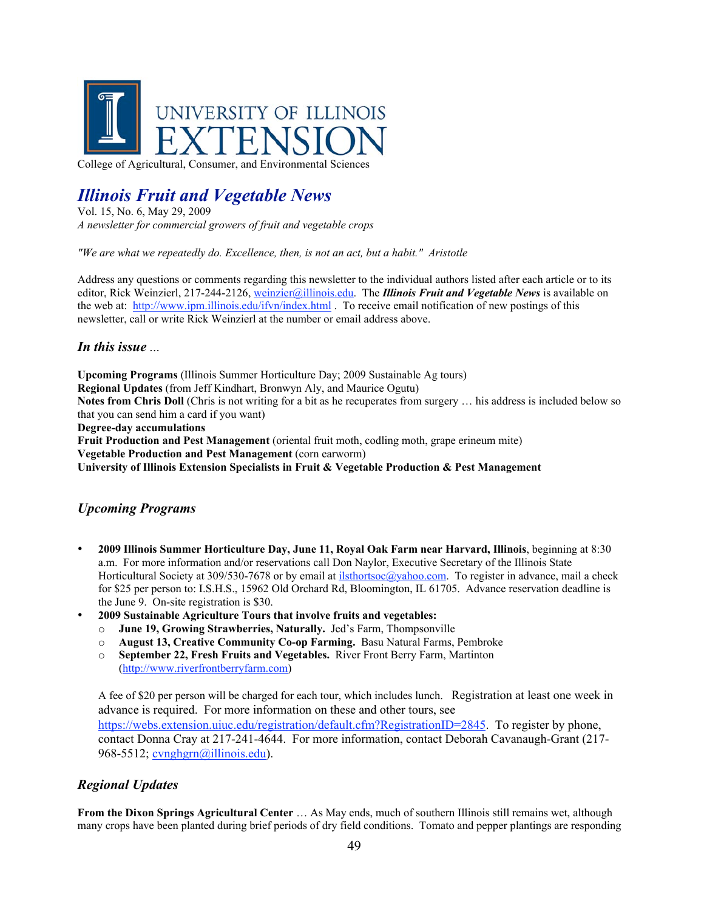UNIVERSITY OF ILLINOIS EXTENSION

College of Agricultural, Consumer, and Environmental Sciences

# *Illinois Fruit and Vegetable News*

Vol. 15, No. 6, May 29, 2009

*A newsletter for commercial growers of fruit and vegetable crops*

*"We are what we repeatedly do. Excellence, then, is not an act, but a habit." Aristotle*

Address any questions or comments regarding this newsletter to the individual authors listed after each article or to its editor, Rick Weinzierl, 217-244-2126, weinzier@illinois.edu. The ***Illinois Fruit and Vegetable News*** is available on the web at: http://www.ipm.illinois.edu/ifvn/index.html . To receive email notification of new postings of this newsletter, call or write Rick Weinzierl at the number or email address above.

## *In this issue …*

**Upcoming Programs** (Illinois Summer Horticulture Day; 2009 Sustainable Ag tours)
**Regional Updates** (from Jeff Kindhart, Bronwyn Aly, and Maurice Ogutu)
**Notes from Chris Doll** (Chris is not writing for a bit as he recuperates from surgery … his address is included below so that you can send him a card if you want)
**Degree-day accumulations**
**Fruit Production and Pest Management** (oriental fruit moth, codling moth, grape erineum mite)
**Vegetable Production and Pest Management** (corn earworm)
**University of Illinois Extension Specialists in Fruit & Vegetable Production & Pest Management**

## *Upcoming Programs*

- **2009 Illinois Summer Horticulture Day, June 11, Royal Oak Farm near Harvard, Illinois**, beginning at 8:30 a.m. For more information and/or reservations call Don Naylor, Executive Secretary of the Illinois State Horticultural Society at 309/530-7678 or by email at ilsthortsoc@yahoo.com. To register in advance, mail a check for $25 per person to: I.S.H.S., 15962 Old Orchard Rd, Bloomington, IL 61705. Advance reservation deadline is the June 9. On-site registration is $30.
- **2009 Sustainable Agriculture Tours that involve fruits and vegetables:**
  - **June 19, Growing Strawberries, Naturally.** Jed's Farm, Thompsonville
  - **August 13, Creative Community Co-op Farming.** Basu Natural Farms, Pembroke
  - **September 22, Fresh Fruits and Vegetables.** River Front Berry Farm, Martinton (http://www.riverfrontberryfarm.com)

  A fee of $20 per person will be charged for each tour, which includes lunch. Registration at least one week in advance is required. For more information on these and other tours, see https://webs.extension.uiuc.edu/registration/default.cfm?RegistrationID=2845. To register by phone, contact Donna Cray at 217-241-4644. For more information, contact Deborah Cavanaugh-Grant (217-968-5512; cvnghgrn@illinois.edu).

## *Regional Updates*

**From the Dixon Springs Agricultural Center** … As May ends, much of southern Illinois still remains wet, although many crops have been planted during brief periods of dry field conditions. Tomato and pepper plantings are responding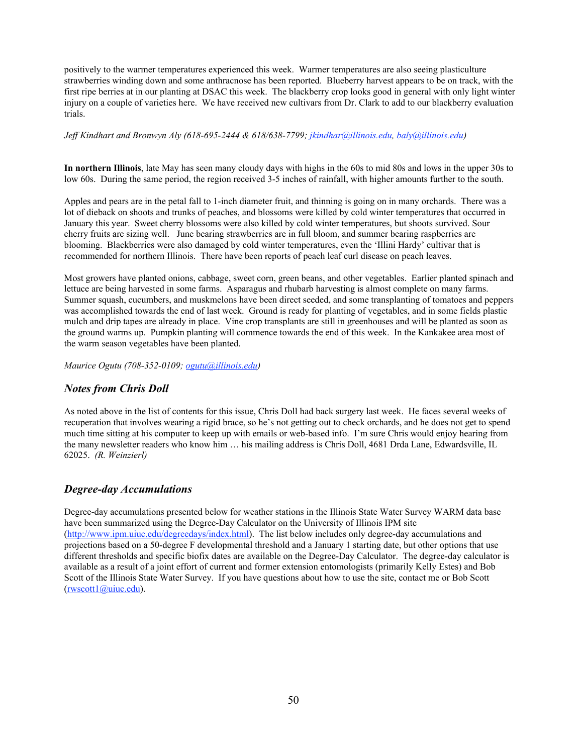positively to the warmer temperatures experienced this week. Warmer temperatures are also seeing plasticulture strawberries winding down and some anthracnose has been reported. Blueberry harvest appears to be on track, with the first ripe berries at in our planting at DSAC this week. The blackberry crop looks good in general with only light winter injury on a couple of varieties here. We have received new cultivars from Dr. Clark to add to our blackberry evaluation trials.

*Jeff Kindhart and Bronwyn Aly (618-695-2444 & 618/638-7799; jkindhar@illinois.edu, baly@illinois.edu)*

**In northern Illinois**, late May has seen many cloudy days with highs in the 60s to mid 80s and lows in the upper 30s to low 60s. During the same period, the region received 3-5 inches of rainfall, with higher amounts further to the south.

Apples and pears are in the petal fall to 1-inch diameter fruit, and thinning is going on in many orchards. There was a lot of dieback on shoots and trunks of peaches, and blossoms were killed by cold winter temperatures that occurred in January this year. Sweet cherry blossoms were also killed by cold winter temperatures, but shoots survived. Sour cherry fruits are sizing well. June bearing strawberries are in full bloom, and summer bearing raspberries are blooming. Blackberries were also damaged by cold winter temperatures, even the 'Illini Hardy' cultivar that is recommended for northern Illinois. There have been reports of peach leaf curl disease on peach leaves.

Most growers have planted onions, cabbage, sweet corn, green beans, and other vegetables. Earlier planted spinach and lettuce are being harvested in some farms. Asparagus and rhubarb harvesting is almost complete on many farms. Summer squash, cucumbers, and muskmelons have been direct seeded, and some transplanting of tomatoes and peppers was accomplished towards the end of last week. Ground is ready for planting of vegetables, and in some fields plastic mulch and drip tapes are already in place. Vine crop transplants are still in greenhouses and will be planted as soon as the ground warms up. Pumpkin planting will commence towards the end of this week. In the Kankakee area most of the warm season vegetables have been planted.

*Maurice Ogutu (708-352-0109; ogutu@illinois.edu)*

## *Notes from Chris Doll*

As noted above in the list of contents for this issue, Chris Doll had back surgery last week. He faces several weeks of recuperation that involves wearing a rigid brace, so he's not getting out to check orchards, and he does not get to spend much time sitting at his computer to keep up with emails or web-based info. I'm sure Chris would enjoy hearing from the many newsletter readers who know him … his mailing address is Chris Doll, 4681 Drda Lane, Edwardsville, IL 62025. *(R. Weinzierl)*

## *Degree-day Accumulations*

Degree-day accumulations presented below for weather stations in the Illinois State Water Survey WARM data base have been summarized using the Degree-Day Calculator on the University of Illinois IPM site (http://www.ipm.uiuc.edu/degreedays/index.html). The list below includes only degree-day accumulations and projections based on a 50-degree F developmental threshold and a January 1 starting date, but other options that use different thresholds and specific biofix dates are available on the Degree-Day Calculator. The degree-day calculator is available as a result of a joint effort of current and former extension entomologists (primarily Kelly Estes) and Bob Scott of the Illinois State Water Survey. If you have questions about how to use the site, contact me or Bob Scott (rwscott1@uiuc.edu).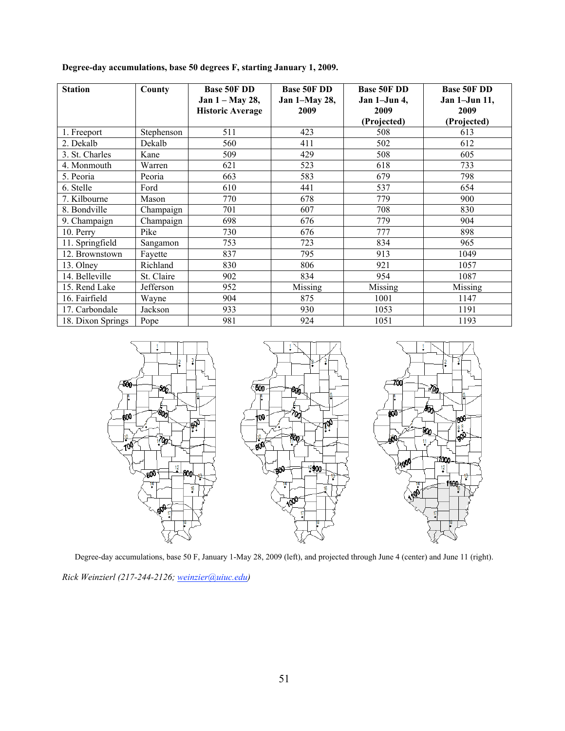**Degree-day accumulations, base 50 degrees F, starting January 1, 2009.**

| Station | County | Base 50F DD Jan 1 – May 28, Historic Average | Base 50F DD Jan 1–May 28, 2009 | Base 50F DD Jan 1–Jun 4, 2009 (Projected) | Base 50F DD Jan 1–Jun 11, 2009 (Projected) |
|---|---|---|---|---|---|
| 1. Freeport | Stephenson | 511 | 423 | 508 | 613 |
| 2. Dekalb | Dekalb | 560 | 411 | 502 | 612 |
| 3. St. Charles | Kane | 509 | 429 | 508 | 605 |
| 4. Monmouth | Warren | 621 | 523 | 618 | 733 |
| 5. Peoria | Peoria | 663 | 583 | 679 | 798 |
| 6. Stelle | Ford | 610 | 441 | 537 | 654 |
| 7. Kilbourne | Mason | 770 | 678 | 779 | 900 |
| 8. Bondville | Champaign | 701 | 607 | 708 | 830 |
| 9. Champaign | Champaign | 698 | 676 | 779 | 904 |
| 10. Perry | Pike | 730 | 676 | 777 | 898 |
| 11. Springfield | Sangamon | 753 | 723 | 834 | 965 |
| 12. Brownstown | Fayette | 837 | 795 | 913 | 1049 |
| 13. Olney | Richland | 830 | 806 | 921 | 1057 |
| 14. Belleville | St. Claire | 902 | 834 | 954 | 1087 |
| 15. Rend Lake | Jefferson | 952 | Missing | Missing | Missing |
| 16. Fairfield | Wayne | 904 | 875 | 1001 | 1147 |
| 17. Carbondale | Jackson | 933 | 930 | 1053 | 1191 |
| 18. Dixon Springs | Pope | 981 | 924 | 1051 | 1193 |

Degree-day accumulations, base 50 F, January 1-May 28, 2009 (left), and projected through June 4 (center) and June 11 (right).

*Rick Weinzierl (217-244-2126; weinzier@uiuc.edu)*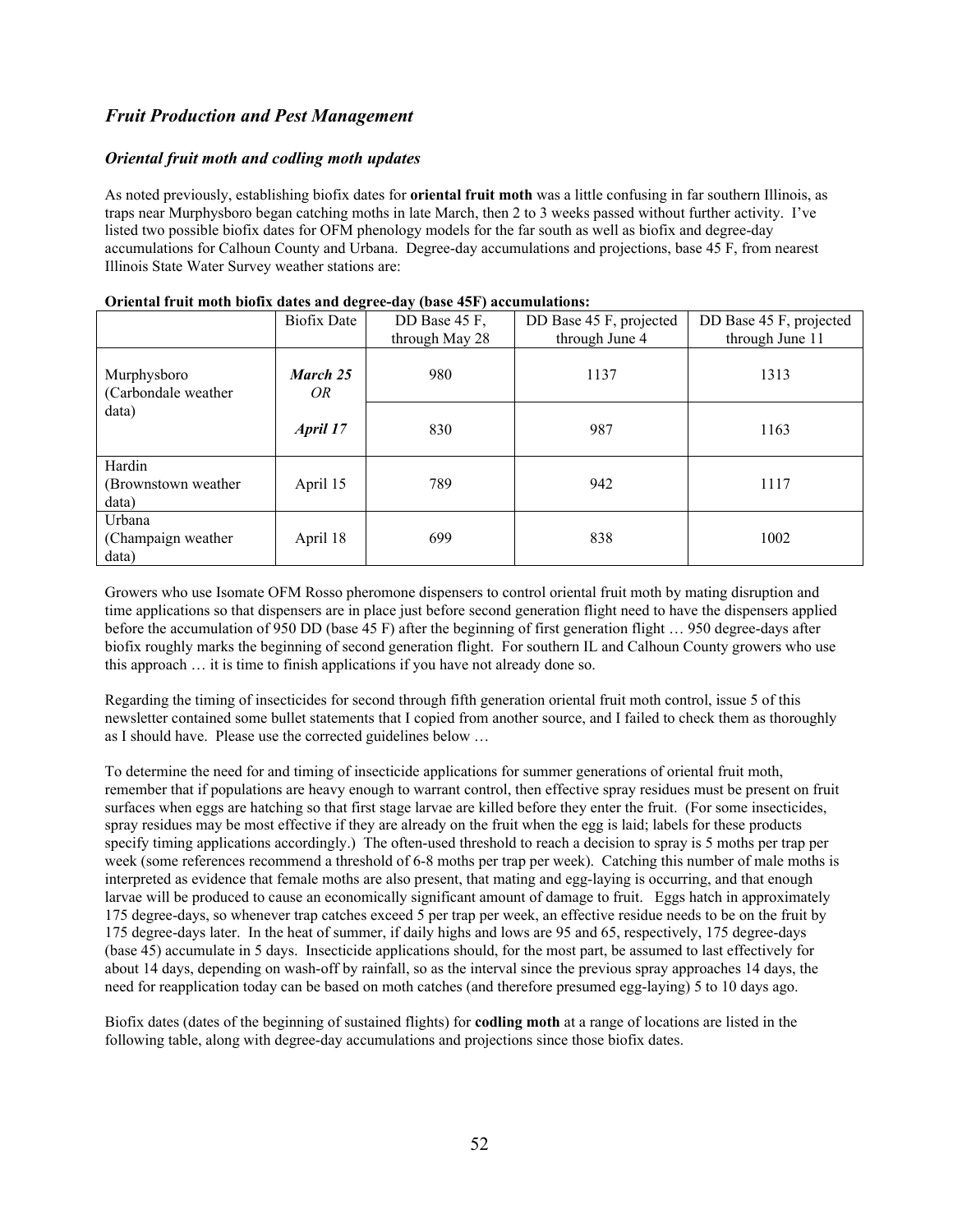## *Fruit Production and Pest Management*

### *Oriental fruit moth and codling moth updates*

As noted previously, establishing biofix dates for **oriental fruit moth** was a little confusing in far southern Illinois, as traps near Murphysboro began catching moths in late March, then 2 to 3 weeks passed without further activity. I've listed two possible biofix dates for OFM phenology models for the far south as well as biofix and degree-day accumulations for Calhoun County and Urbana. Degree-day accumulations and projections, base 45 F, from nearest Illinois State Water Survey weather stations are:

**Oriental fruit moth biofix dates and degree-day (base 45F) accumulations:**

| | Biofix Date | DD Base 45 F, through May 28 | DD Base 45 F, projected through June 4 | DD Base 45 F, projected through June 11 |
|---|---|---|---|---|
| Murphysboro (Carbondale weather data) | ***March 25*** *OR* | 980 | 1137 | 1313 |
| | ***April 17*** | 830 | 987 | 1163 |
| Hardin (Brownstown weather data) | April 15 | 789 | 942 | 1117 |
| Urbana (Champaign weather data) | April 18 | 699 | 838 | 1002 |

Growers who use Isomate OFM Rosso pheromone dispensers to control oriental fruit moth by mating disruption and time applications so that dispensers are in place just before second generation flight need to have the dispensers applied before the accumulation of 950 DD (base 45 F) after the beginning of first generation flight … 950 degree-days after biofix roughly marks the beginning of second generation flight. For southern IL and Calhoun County growers who use this approach … it is time to finish applications if you have not already done so.

Regarding the timing of insecticides for second through fifth generation oriental fruit moth control, issue 5 of this newsletter contained some bullet statements that I copied from another source, and I failed to check them as thoroughly as I should have. Please use the corrected guidelines below …

To determine the need for and timing of insecticide applications for summer generations of oriental fruit moth, remember that if populations are heavy enough to warrant control, then effective spray residues must be present on fruit surfaces when eggs are hatching so that first stage larvae are killed before they enter the fruit. (For some insecticides, spray residues may be most effective if they are already on the fruit when the egg is laid; labels for these products specify timing applications accordingly.) The often-used threshold to reach a decision to spray is 5 moths per trap per week (some references recommend a threshold of 6-8 moths per trap per week). Catching this number of male moths is interpreted as evidence that female moths are also present, that mating and egg-laying is occurring, and that enough larvae will be produced to cause an economically significant amount of damage to fruit. Eggs hatch in approximately 175 degree-days, so whenever trap catches exceed 5 per trap per week, an effective residue needs to be on the fruit by 175 degree-days later. In the heat of summer, if daily highs and lows are 95 and 65, respectively, 175 degree-days (base 45) accumulate in 5 days. Insecticide applications should, for the most part, be assumed to last effectively for about 14 days, depending on wash-off by rainfall, so as the interval since the previous spray approaches 14 days, the need for reapplication today can be based on moth catches (and therefore presumed egg-laying) 5 to 10 days ago.

Biofix dates (dates of the beginning of sustained flights) for **codling moth** at a range of locations are listed in the following table, along with degree-day accumulations and projections since those biofix dates.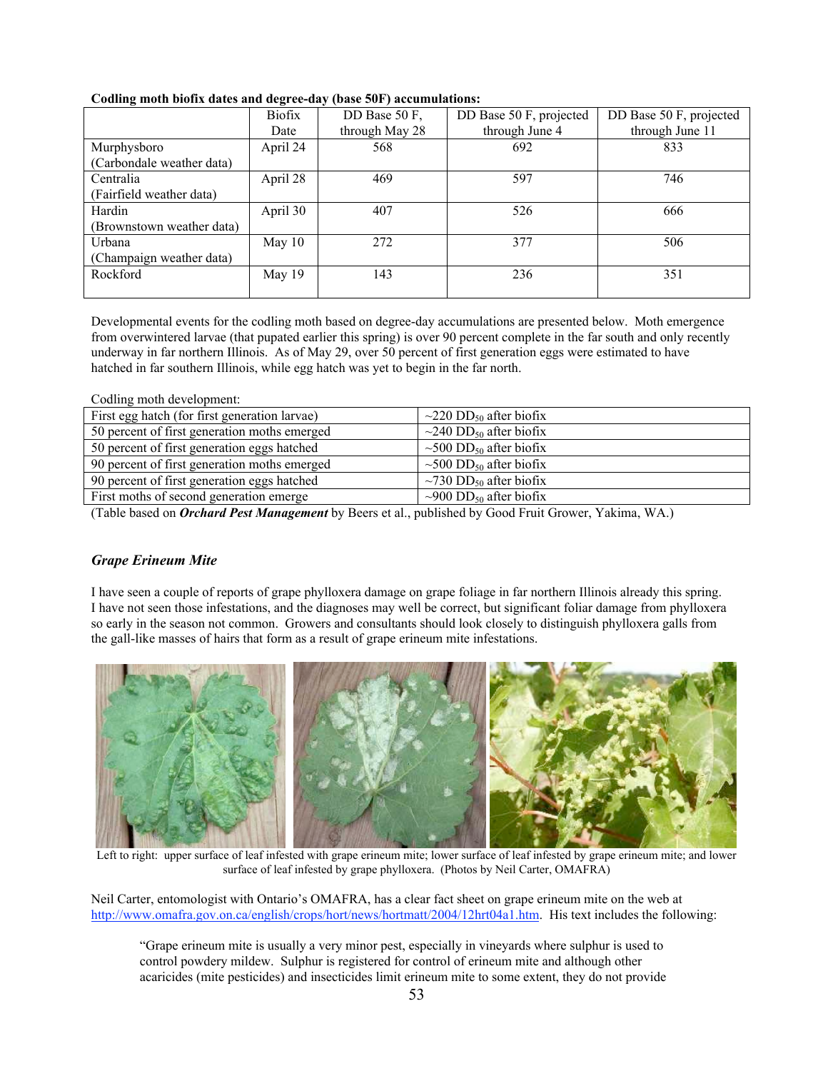**Codling moth biofix dates and degree-day (base 50F) accumulations:**

| | Biofix Date | DD Base 50 F, through May 28 | DD Base 50 F, projected through June 4 | DD Base 50 F, projected through June 11 |
|---|---|---|---|---|
| Murphysboro (Carbondale weather data) | April 24 | 568 | 692 | 833 |
| Centralia (Fairfield weather data) | April 28 | 469 | 597 | 746 |
| Hardin (Brownstown weather data) | April 30 | 407 | 526 | 666 |
| Urbana (Champaign weather data) | May 10 | 272 | 377 | 506 |
| Rockford | May 19 | 143 | 236 | 351 |

Developmental events for the codling moth based on degree-day accumulations are presented below. Moth emergence from overwintered larvae (that pupated earlier this spring) is over 90 percent complete in the far south and only recently underway in far northern Illinois. As of May 29, over 50 percent of first generation eggs were estimated to have hatched in far southern Illinois, while egg hatch was yet to begin in the far north.

Codling moth development:

| | |
|---|---|
| First egg hatch (for first generation larvae) | ~220 $DD_{50}$ after biofix |
| 50 percent of first generation moths emerged | ~240 $DD_{50}$ after biofix |
| 50 percent of first generation eggs hatched | ~500 $DD_{50}$ after biofix |
| 90 percent of first generation moths emerged | ~500 $DD_{50}$ after biofix |
| 90 percent of first generation eggs hatched | ~730 $DD_{50}$ after biofix |
| First moths of second generation emerge | ~900 $DD_{50}$ after biofix |

(Table based on ***Orchard Pest Management*** by Beers et al., published by Good Fruit Grower, Yakima, WA.)

### *Grape Erineum Mite*

I have seen a couple of reports of grape phylloxera damage on grape foliage in far northern Illinois already this spring. I have not seen those infestations, and the diagnoses may well be correct, but significant foliar damage from phylloxera so early in the season not common. Growers and consultants should look closely to distinguish phylloxera galls from the gall-like masses of hairs that form as a result of grape erineum mite infestations.

Left to right: upper surface of leaf infested with grape erineum mite; lower surface of leaf infested by grape erineum mite; and lower surface of leaf infested by grape phylloxera. (Photos by Neil Carter, OMAFRA)

Neil Carter, entomologist with Ontario's OMAFRA, has a clear fact sheet on grape erineum mite on the web at http://www.omafra.gov.on.ca/english/crops/hort/news/hortmatt/2004/12hrt04a1.htm. His text includes the following:

> "Grape erineum mite is usually a very minor pest, especially in vineyards where sulphur is used to control powdery mildew. Sulphur is registered for control of erineum mite and although other acaricides (mite pesticides) and insecticides limit erineum mite to some extent, they do not provide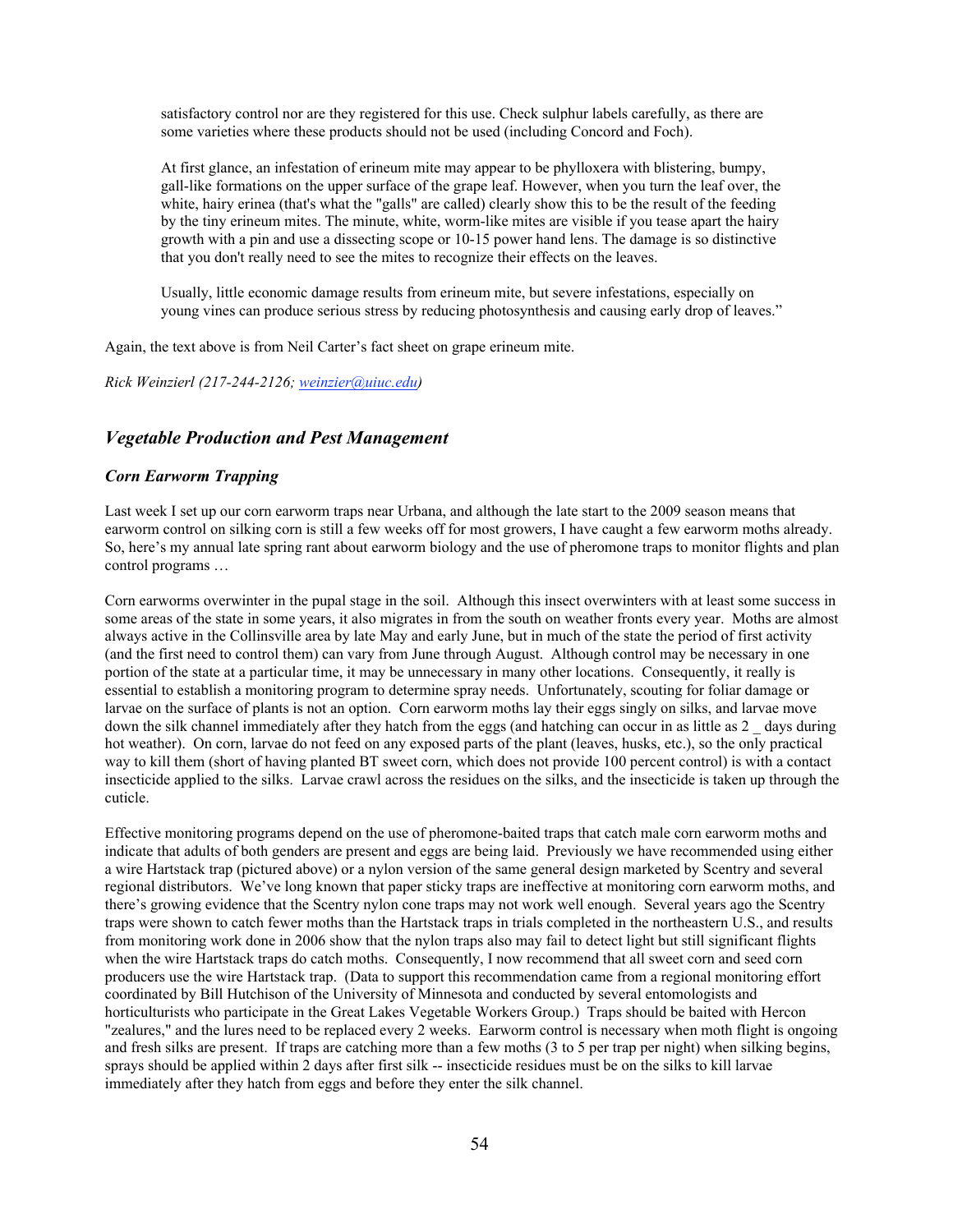satisfactory control nor are they registered for this use. Check sulphur labels carefully, as there are some varieties where these products should not be used (including Concord and Foch).

At first glance, an infestation of erineum mite may appear to be phylloxera with blistering, bumpy, gall-like formations on the upper surface of the grape leaf. However, when you turn the leaf over, the white, hairy erinea (that's what the "galls" are called) clearly show this to be the result of the feeding by the tiny erineum mites. The minute, white, worm-like mites are visible if you tease apart the hairy growth with a pin and use a dissecting scope or 10-15 power hand lens. The damage is so distinctive that you don't really need to see the mites to recognize their effects on the leaves.

Usually, little economic damage results from erineum mite, but severe infestations, especially on young vines can produce serious stress by reducing photosynthesis and causing early drop of leaves."

Again, the text above is from Neil Carter's fact sheet on grape erineum mite.

*Rick Weinzierl (217-244-2126; weinzier@uiuc.edu)*

## *Vegetable Production and Pest Management*

### *Corn Earworm Trapping*

Last week I set up our corn earworm traps near Urbana, and although the late start to the 2009 season means that earworm control on silking corn is still a few weeks off for most growers, I have caught a few earworm moths already. So, here's my annual late spring rant about earworm biology and the use of pheromone traps to monitor flights and plan control programs …

Corn earworms overwinter in the pupal stage in the soil. Although this insect overwinters with at least some success in some areas of the state in some years, it also migrates in from the south on weather fronts every year. Moths are almost always active in the Collinsville area by late May and early June, but in much of the state the period of first activity (and the first need to control them) can vary from June through August. Although control may be necessary in one portion of the state at a particular time, it may be unnecessary in many other locations. Consequently, it really is essential to establish a monitoring program to determine spray needs. Unfortunately, scouting for foliar damage or larvae on the surface of plants is not an option. Corn earworm moths lay their eggs singly on silks, and larvae move down the silk channel immediately after they hatch from the eggs (and hatching can occur in as little as 2 _ days during hot weather). On corn, larvae do not feed on any exposed parts of the plant (leaves, husks, etc.), so the only practical way to kill them (short of having planted BT sweet corn, which does not provide 100 percent control) is with a contact insecticide applied to the silks. Larvae crawl across the residues on the silks, and the insecticide is taken up through the cuticle.

Effective monitoring programs depend on the use of pheromone-baited traps that catch male corn earworm moths and indicate that adults of both genders are present and eggs are being laid. Previously we have recommended using either a wire Hartstack trap (pictured above) or a nylon version of the same general design marketed by Scentry and several regional distributors. We've long known that paper sticky traps are ineffective at monitoring corn earworm moths, and there's growing evidence that the Scentry nylon cone traps may not work well enough. Several years ago the Scentry traps were shown to catch fewer moths than the Hartstack traps in trials completed in the northeastern U.S., and results from monitoring work done in 2006 show that the nylon traps also may fail to detect light but still significant flights when the wire Hartstack traps do catch moths. Consequently, I now recommend that all sweet corn and seed corn producers use the wire Hartstack trap. (Data to support this recommendation came from a regional monitoring effort coordinated by Bill Hutchison of the University of Minnesota and conducted by several entomologists and horticulturists who participate in the Great Lakes Vegetable Workers Group.) Traps should be baited with Hercon "zealures," and the lures need to be replaced every 2 weeks. Earworm control is necessary when moth flight is ongoing and fresh silks are present. If traps are catching more than a few moths (3 to 5 per trap per night) when silking begins, sprays should be applied within 2 days after first silk -- insecticide residues must be on the silks to kill larvae immediately after they hatch from eggs and before they enter the silk channel.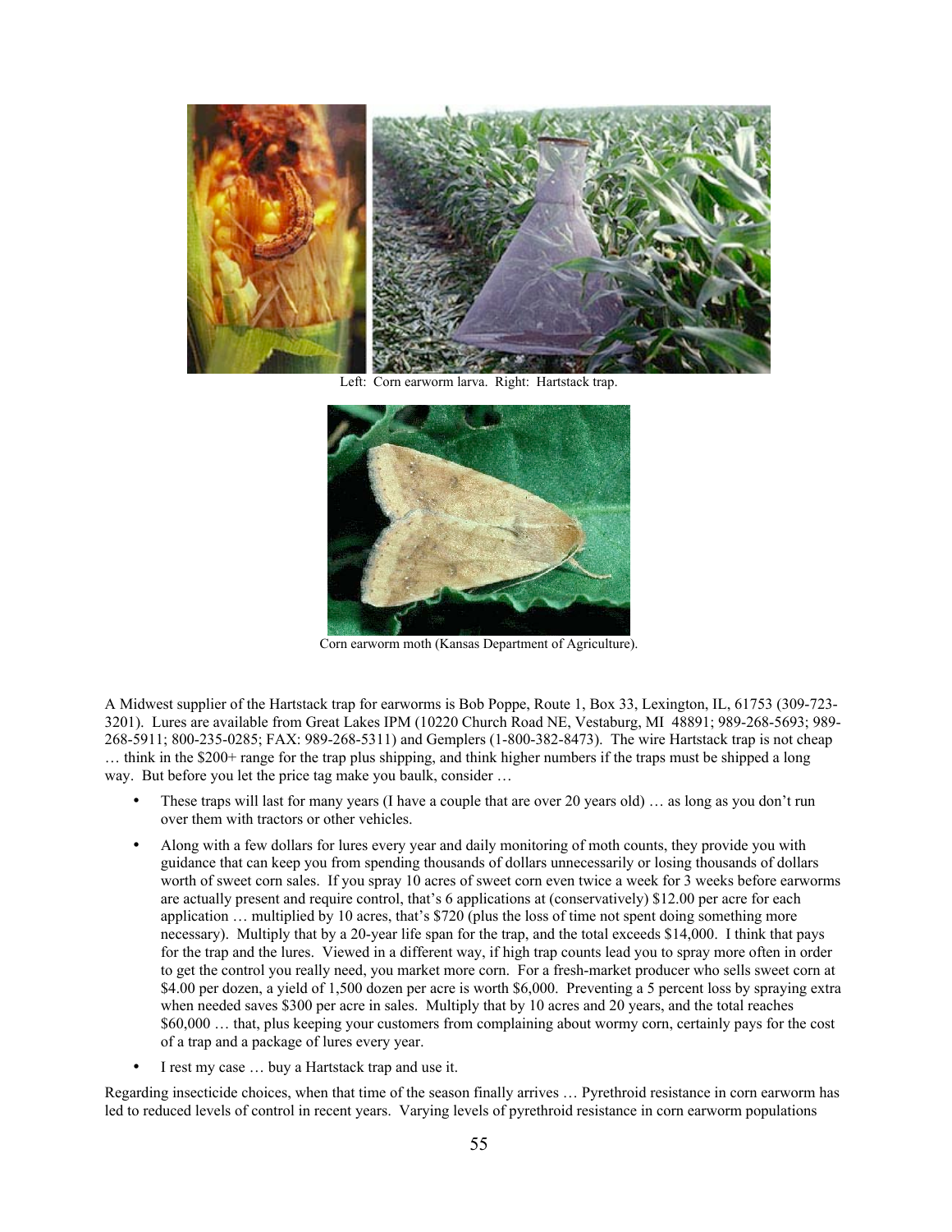Left: Corn earworm larva. Right: Hartstack trap.

Corn earworm moth (Kansas Department of Agriculture).

A Midwest supplier of the Hartstack trap for earworms is Bob Poppe, Route 1, Box 33, Lexington, IL, 61753 (309-723-3201). Lures are available from Great Lakes IPM (10220 Church Road NE, Vestaburg, MI 48891; 989-268-5693; 989-268-5911; 800-235-0285; FAX: 989-268-5311) and Gemplers (1-800-382-8473). The wire Hartstack trap is not cheap … think in the $200+ range for the trap plus shipping, and think higher numbers if the traps must be shipped a long way. But before you let the price tag make you baulk, consider …

- These traps will last for many years (I have a couple that are over 20 years old) … as long as you don't run over them with tractors or other vehicles.
- Along with a few dollars for lures every year and daily monitoring of moth counts, they provide you with guidance that can keep you from spending thousands of dollars unnecessarily or losing thousands of dollars worth of sweet corn sales. If you spray 10 acres of sweet corn even twice a week for 3 weeks before earworms are actually present and require control, that's 6 applications at (conservatively) $12.00 per acre for each application … multiplied by 10 acres, that's $720 (plus the loss of time not spent doing something more necessary). Multiply that by a 20-year life span for the trap, and the total exceeds $14,000. I think that pays for the trap and the lures. Viewed in a different way, if high trap counts lead you to spray more often in order to get the control you really need, you market more corn. For a fresh-market producer who sells sweet corn at $4.00 per dozen, a yield of 1,500 dozen per acre is worth $6,000. Preventing a 5 percent loss by spraying extra when needed saves $300 per acre in sales. Multiply that by 10 acres and 20 years, and the total reaches $60,000 … that, plus keeping your customers from complaining about wormy corn, certainly pays for the cost of a trap and a package of lures every year.
- I rest my case … buy a Hartstack trap and use it.

Regarding insecticide choices, when that time of the season finally arrives … Pyrethroid resistance in corn earworm has led to reduced levels of control in recent years. Varying levels of pyrethroid resistance in corn earworm populations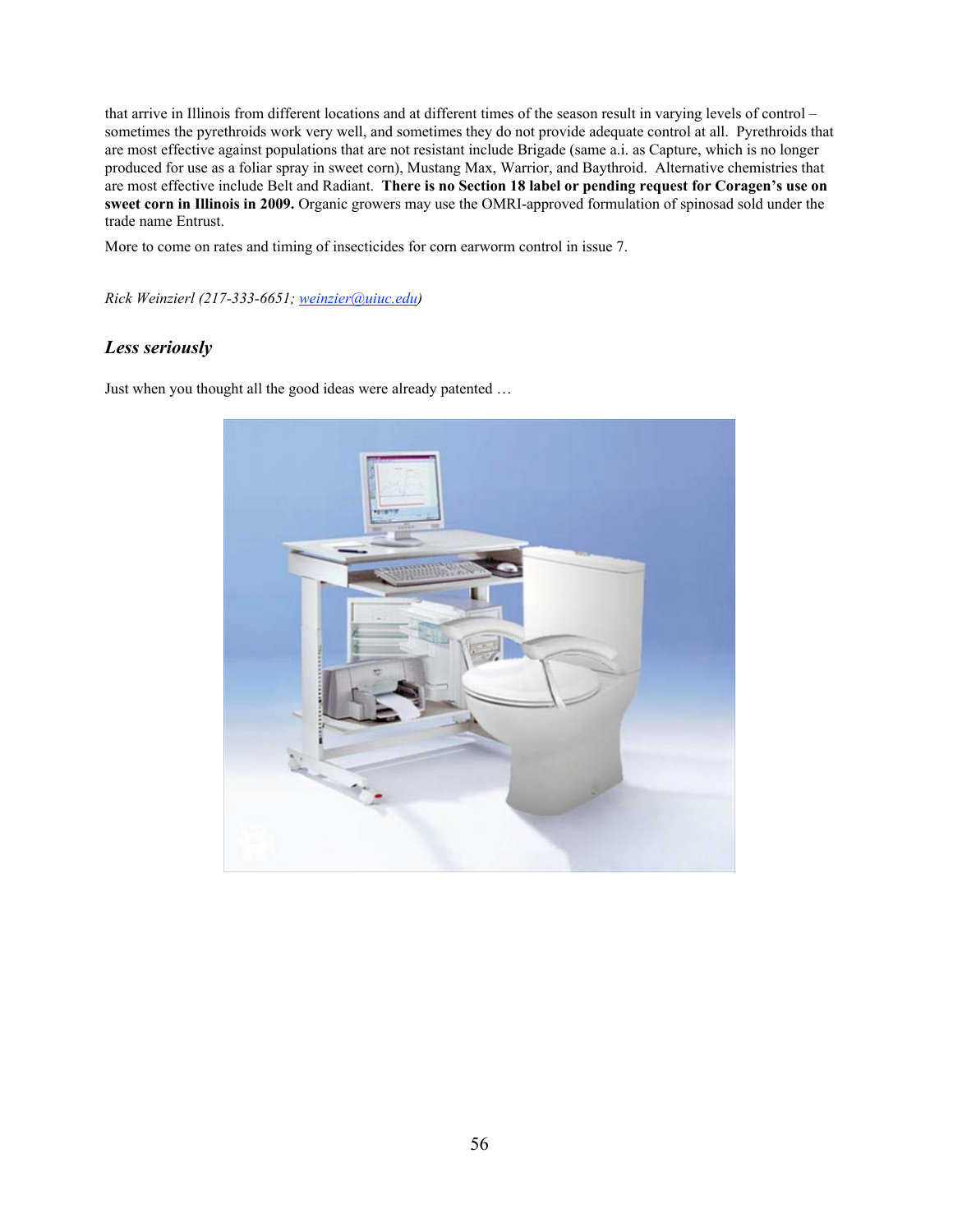that arrive in Illinois from different locations and at different times of the season result in varying levels of control – sometimes the pyrethroids work very well, and sometimes they do not provide adequate control at all. Pyrethroids that are most effective against populations that are not resistant include Brigade (same a.i. as Capture, which is no longer produced for use as a foliar spray in sweet corn), Mustang Max, Warrior, and Baythroid. Alternative chemistries that are most effective include Belt and Radiant. **There is no Section 18 label or pending request for Coragen's use on sweet corn in Illinois in 2009.** Organic growers may use the OMRI-approved formulation of spinosad sold under the trade name Entrust.

More to come on rates and timing of insecticides for corn earworm control in issue 7.

*Rick Weinzierl (217-333-6651; weinzier@uiuc.edu)*

### *Less seriously*

Just when you thought all the good ideas were already patented …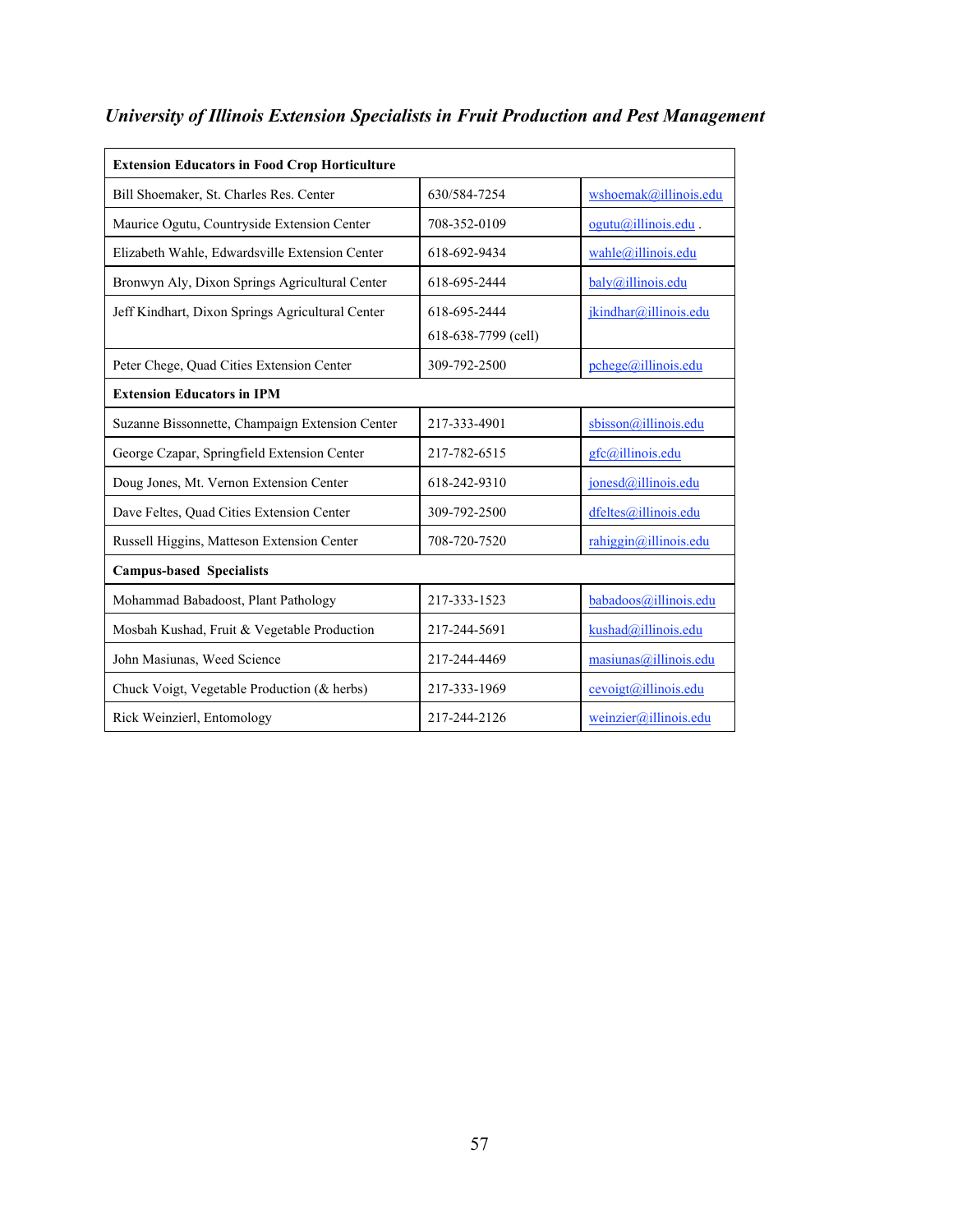*University of Illinois Extension Specialists in Fruit Production and Pest Management*

| | | |
|---|---|---|
| **Extension Educators in Food Crop Horticulture** | | |
| Bill Shoemaker, St. Charles Res. Center | 630/584-7254 | wshoemak@illinois.edu |
| Maurice Ogutu, Countryside Extension Center | 708-352-0109 | ogutu@illinois.edu . |
| Elizabeth Wahle, Edwardsville Extension Center | 618-692-9434 | wahle@illinois.edu |
| Bronwyn Aly, Dixon Springs Agricultural Center | 618-695-2444 | baly@illinois.edu |
| Jeff Kindhart, Dixon Springs Agricultural Center | 618-695-2444<br>618-638-7799 (cell) | jkindhar@illinois.edu |
| Peter Chege, Quad Cities Extension Center | 309-792-2500 | pchege@illinois.edu |
| **Extension Educators in IPM** | | |
| Suzanne Bissonnette, Champaign Extension Center | 217-333-4901 | sbisson@illinois.edu |
| George Czapar, Springfield Extension Center | 217-782-6515 | gfc@illinois.edu |
| Doug Jones, Mt. Vernon Extension Center | 618-242-9310 | jonesd@illinois.edu |
| Dave Feltes, Quad Cities Extension Center | 309-792-2500 | dfeltes@illinois.edu |
| Russell Higgins, Matteson Extension Center | 708-720-7520 | rahiggin@illinois.edu |
| **Campus-based Specialists** | | |
| Mohammad Babadoost, Plant Pathology | 217-333-1523 | babadoos@illinois.edu |
| Mosbah Kushad, Fruit & Vegetable Production | 217-244-5691 | kushad@illinois.edu |
| John Masiunas, Weed Science | 217-244-4469 | masiunas@illinois.edu |
| Chuck Voigt, Vegetable Production (& herbs) | 217-333-1969 | cevoigt@illinois.edu |
| Rick Weinzierl, Entomology | 217-244-2126 | weinzier@illinois.edu |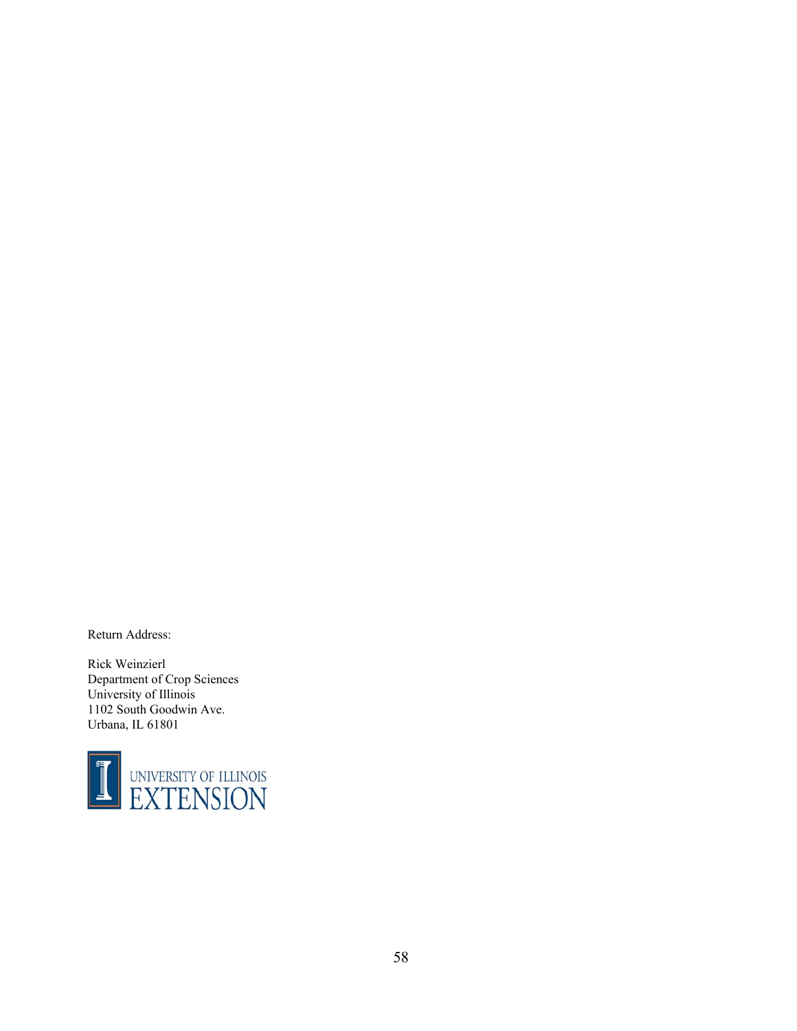Return Address:

Rick Weinzierl  
Department of Crop Sciences  
University of Illinois  
1102 South Goodwin Ave.  
Urbana, IL 61801

UNIVERSITY OF ILLINOIS  
EXTENSION